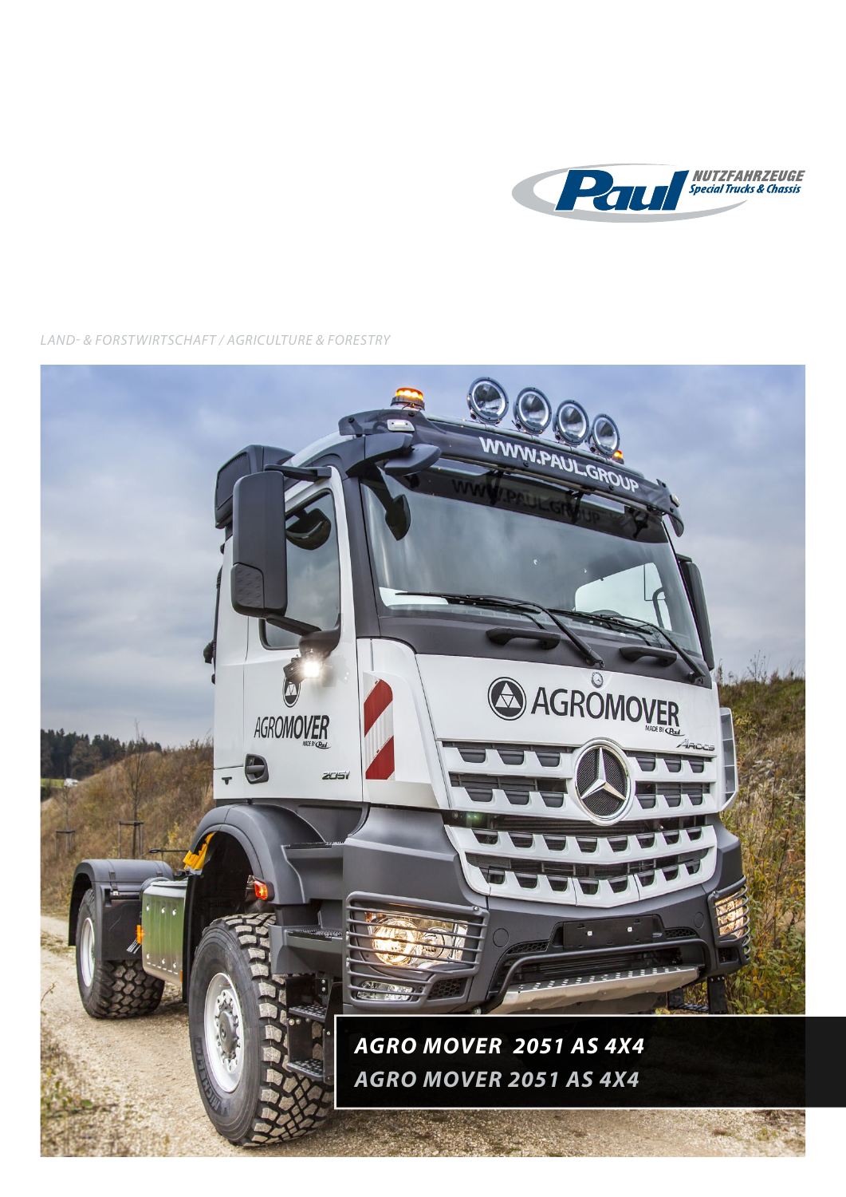Paul NUTZFAHRZEUGE Special Trucks & Chassis

*LAND- & FORSTWIRTSCHAFT / AGRICULTURE & FORESTRY*

# *AGRO MOVER 2051 AS 4X4*

## *AGRO MOVER 2051 AS 4X4*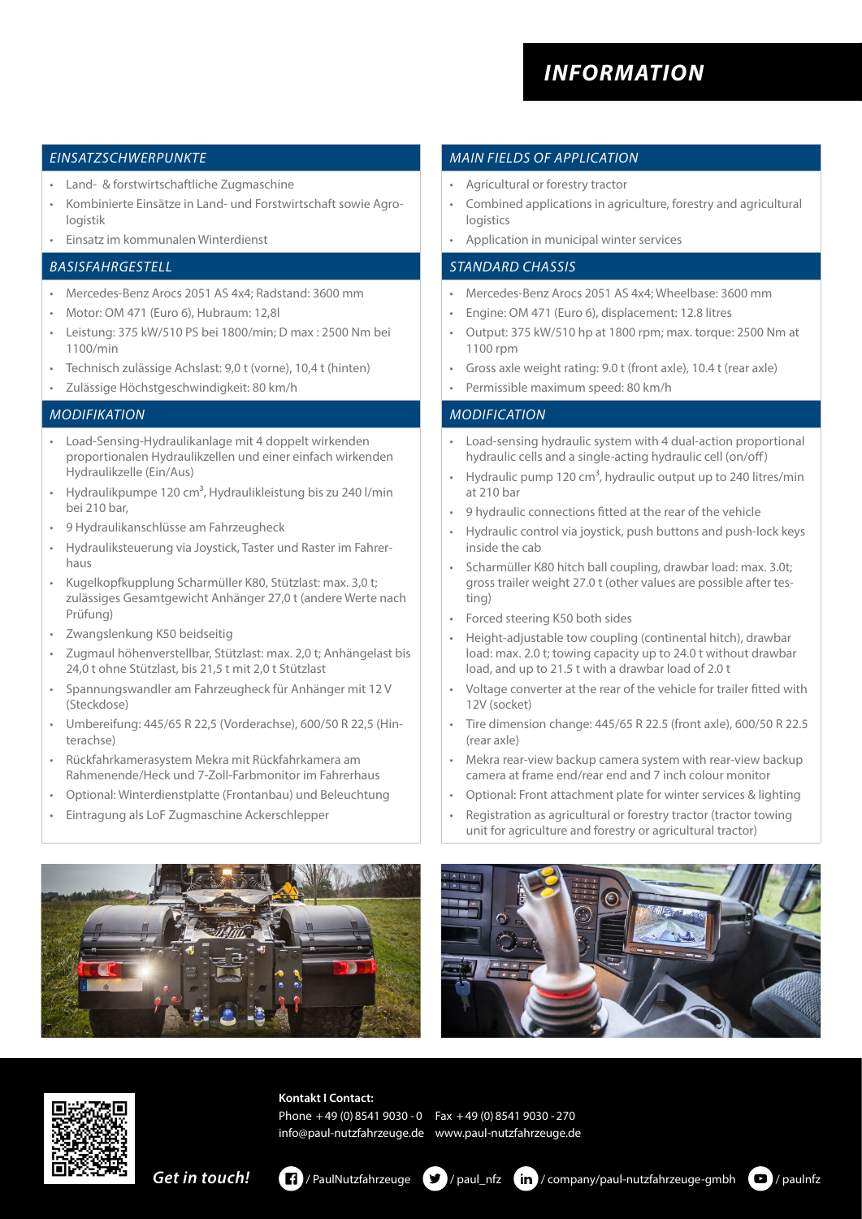# INFORMATION

## EINSATZSCHWERPUNKTE

- Land- & forstwirtschaftliche Zugmaschine
- Kombinierte Einsätze in Land- und Forstwirtschaft sowie Agrologistik
- Einsatz im kommunalen Winterdienst

## BASISFAHRGESTELL

- Mercedes-Benz Arocs 2051 AS 4x4; Radstand: 3600 mm
- Motor: OM 471 (Euro 6), Hubraum: 12,8l
- Leistung: 375 kW/510 PS bei 1800/min; D max : 2500 Nm bei 1100/min
- Technisch zulässige Achslast: 9,0 t (vorne), 10,4 t (hinten)
- Zulässige Höchstgeschwindigkeit: 80 km/h

## MODIFIKATION

- Load-Sensing-Hydraulikanlage mit 4 doppelt wirkenden proportionalen Hydraulikzellen und einer einfach wirkenden Hydraulikzelle (Ein/Aus)
- Hydraulikpumpe 120 cm³, Hydraulikleistung bis zu 240 l/min bei 210 bar,
- 9 Hydraulikanschlüsse am Fahrzeugheck
- Hydrauliksteuerung via Joystick, Taster und Raster im Fahrerhaus
- Kugelkopfkupplung Scharmüller K80, Stützlast: max. 3,0 t; zulässiges Gesamtgewicht Anhänger 27,0 t (andere Werte nach Prüfung)
- Zwangslenkung K50 beidseitig
- Zugmaul höhenverstellbar, Stützlast: max. 2,0 t; Anhängelast bis 24,0 t ohne Stützlast, bis 21,5 t mit 2,0 t Stützlast
- Spannungswandler am Fahrzeugheck für Anhänger mit 12 V (Steckdose)
- Umbereifung: 445/65 R 22,5 (Vorderachse), 600/50 R 22,5 (Hinterachse)
- Rückfahrkamerasystem Mekra mit Rückfahrkamera am Rahmenende/Heck und 7-Zoll-Farbmonitor im Fahrerhaus
- Optional: Winterdienstplatte (Frontanbau) und Beleuchtung
- Eintragung als LoF Zugmaschine Ackerschlepper

## MAIN FIELDS OF APPLICATION

- Agricultural or forestry tractor
- Combined applications in agriculture, forestry and agricultural logistics
- Application in municipal winter services

## STANDARD CHASSIS

- Mercedes-Benz Arocs 2051 AS 4x4; Wheelbase: 3600 mm
- Engine: OM 471 (Euro 6), displacement: 12.8 litres
- Output: 375 kW/510 hp at 1800 rpm; max. torque: 2500 Nm at 1100 rpm
- Gross axle weight rating: 9.0 t (front axle), 10.4 t (rear axle)
- Permissible maximum speed: 80 km/h

## MODIFICATION

- Load-sensing hydraulic system with 4 dual-action proportional hydraulic cells and a single-acting hydraulic cell (on/off)
- Hydraulic pump 120 cm³, hydraulic output up to 240 litres/min at 210 bar
- 9 hydraulic connections fitted at the rear of the vehicle
- Hydraulic control via joystick, push buttons and push-lock keys inside the cab
- Scharmüller K80 hitch ball coupling, drawbar load: max. 3.0t; gross trailer weight 27.0 t (other values are possible after testing)
- Forced steering K50 both sides
- Height-adjustable tow coupling (continental hitch), drawbar load: max. 2.0 t; towing capacity up to 24.0 t without drawbar load, and up to 21.5 t with a drawbar load of 2.0 t
- Voltage converter at the rear of the vehicle for trailer fitted with 12V (socket)
- Tire dimension change: 445/65 R 22.5 (front axle), 600/50 R 22.5 (rear axle)
- Mekra rear-view backup camera system with rear-view backup camera at frame end/rear end and 7 inch colour monitor
- Optional: Front attachment plate for winter services & lighting
- Registration as agricultural or forestry tractor (tractor towing unit for agriculture and forestry or agricultural tractor)

**Kontakt I Contact:**
Phone +49 (0) 8541 9030 - 0 Fax +49 (0) 8541 9030 - 270
info@paul-nutzfahrzeuge.de www.paul-nutzfahrzeuge.de

***Get in touch!*** / PaulNutzfahrzeuge / paul_nfz / company/paul-nutzfahrzeuge-gmbh / paulnfz